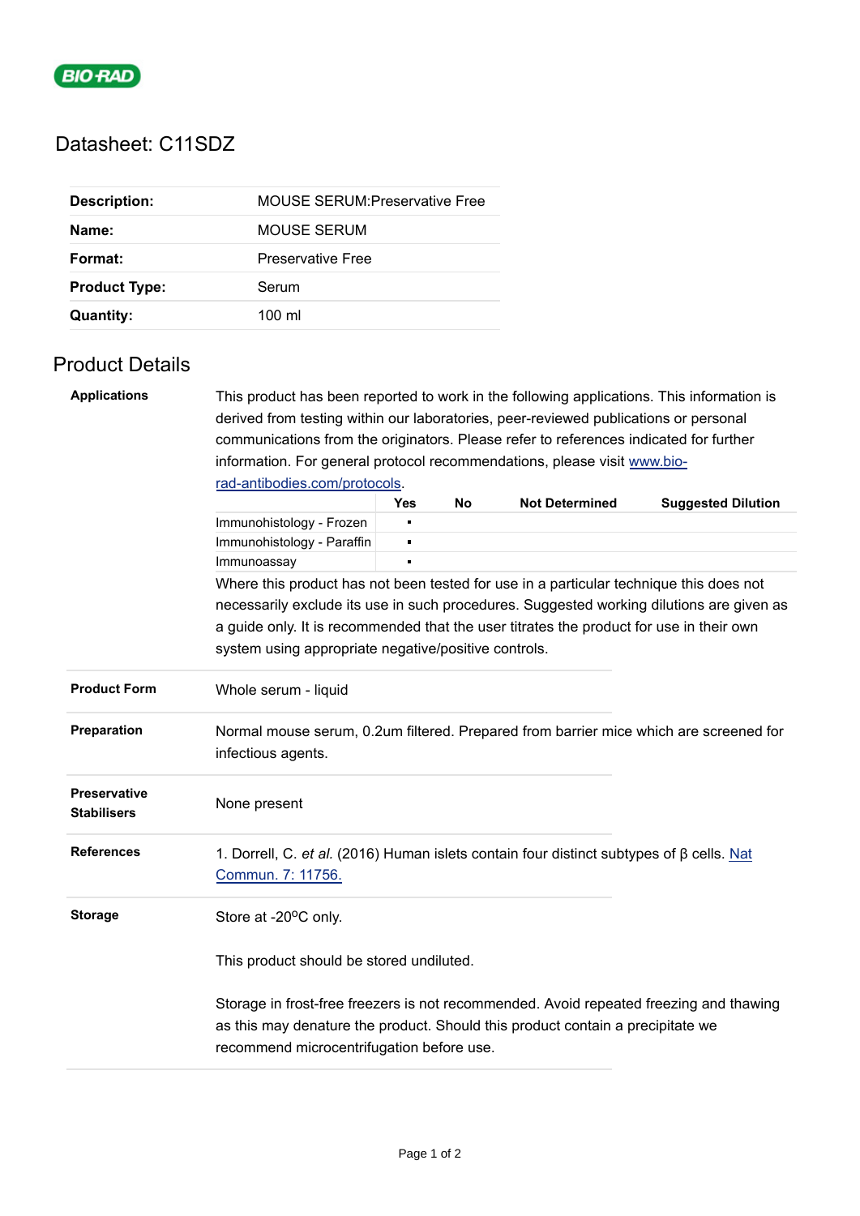BIO-RAD

# Datasheet: C11SDZ

| | |
|---|---|
| **Description:** | MOUSE SERUM:Preservative Free |
| **Name:** | MOUSE SERUM |
| **Format:** | Preservative Free |
| **Product Type:** | Serum |
| **Quantity:** | 100 ml |

## Product Details

**Applications**

This product has been reported to work in the following applications. This information is derived from testing within our laboratories, peer-reviewed publications or personal communications from the originators. Please refer to references indicated for further information. For general protocol recommendations, please visit [www.bio-rad-antibodies.com/protocols](www.bio-rad-antibodies.com/protocols).

| | Yes | No | Not Determined | Suggested Dilution |
|---|---|---|---|---|
| Immunohistology - Frozen | ▪ | | | |
| Immunohistology - Paraffin | ▪ | | | |
| Immunoassay | ▪ | | | |

Where this product has not been tested for use in a particular technique this does not necessarily exclude its use in such procedures. Suggested working dilutions are given as a guide only. It is recommended that the user titrates the product for use in their own system using appropriate negative/positive controls.

**Product Form**

Whole serum - liquid

**Preparation**

Normal mouse serum, 0.2um filtered. Prepared from barrier mice which are screened for infectious agents.

**Preservative Stabilisers**

None present

**References**

1. Dorrell, C. *et al.* (2016) Human islets contain four distinct subtypes of β cells. Nat Commun. 7: 11756.

**Storage**

Store at -20$^{o}$C only.

This product should be stored undiluted.

Storage in frost-free freezers is not recommended. Avoid repeated freezing and thawing as this may denature the product. Should this product contain a precipitate we recommend microcentrifugation before use.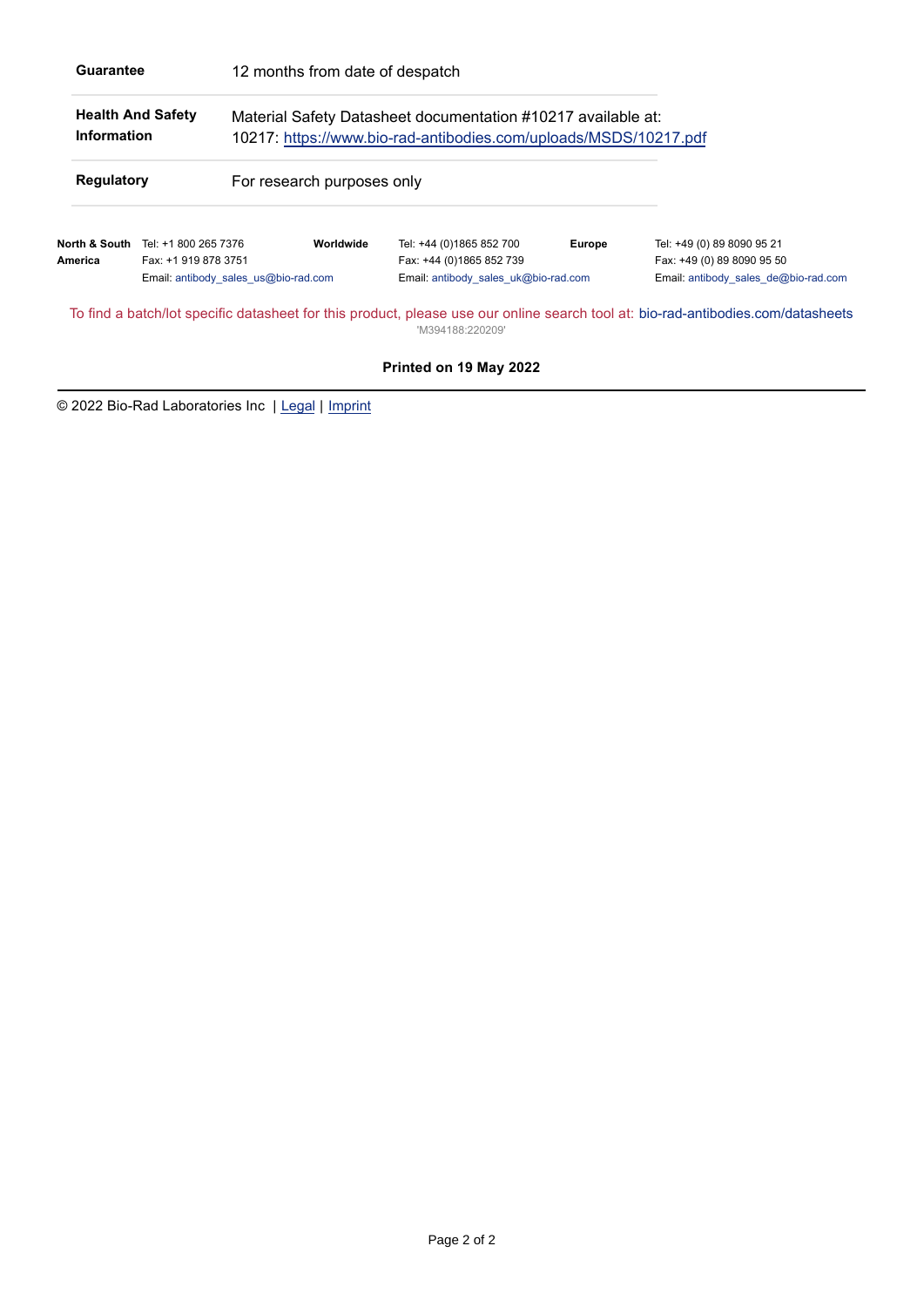| | |
|---|---|
| **Guarantee** | 12 months from date of despatch |
| **Health And Safety Information** | Material Safety Datasheet documentation #10217 available at: 10217: https://www.bio-rad-antibodies.com/uploads/MSDS/10217.pdf |
| **Regulatory** | For research purposes only |

| | | | | | |
|---|---|---|---|---|---|
| **North & South America** | Tel: +1 800 265 7376<br>Fax: +1 919 878 3751<br>Email: antibody_sales_us@bio-rad.com | **Worldwide** | Tel: +44 (0)1865 852 700<br>Fax: +44 (0)1865 852 739<br>Email: antibody_sales_uk@bio-rad.com | **Europe** | Tel: +49 (0) 89 8090 95 21<br>Fax: +49 (0) 89 8090 95 50<br>Email: antibody_sales_de@bio-rad.com |

To find a batch/lot specific datasheet for this product, please use our online search tool at: bio-rad-antibodies.com/datasheets

'M394188:220209'

**Printed on 19 May 2022**

© 2022 Bio-Rad Laboratories Inc | Legal | Imprint